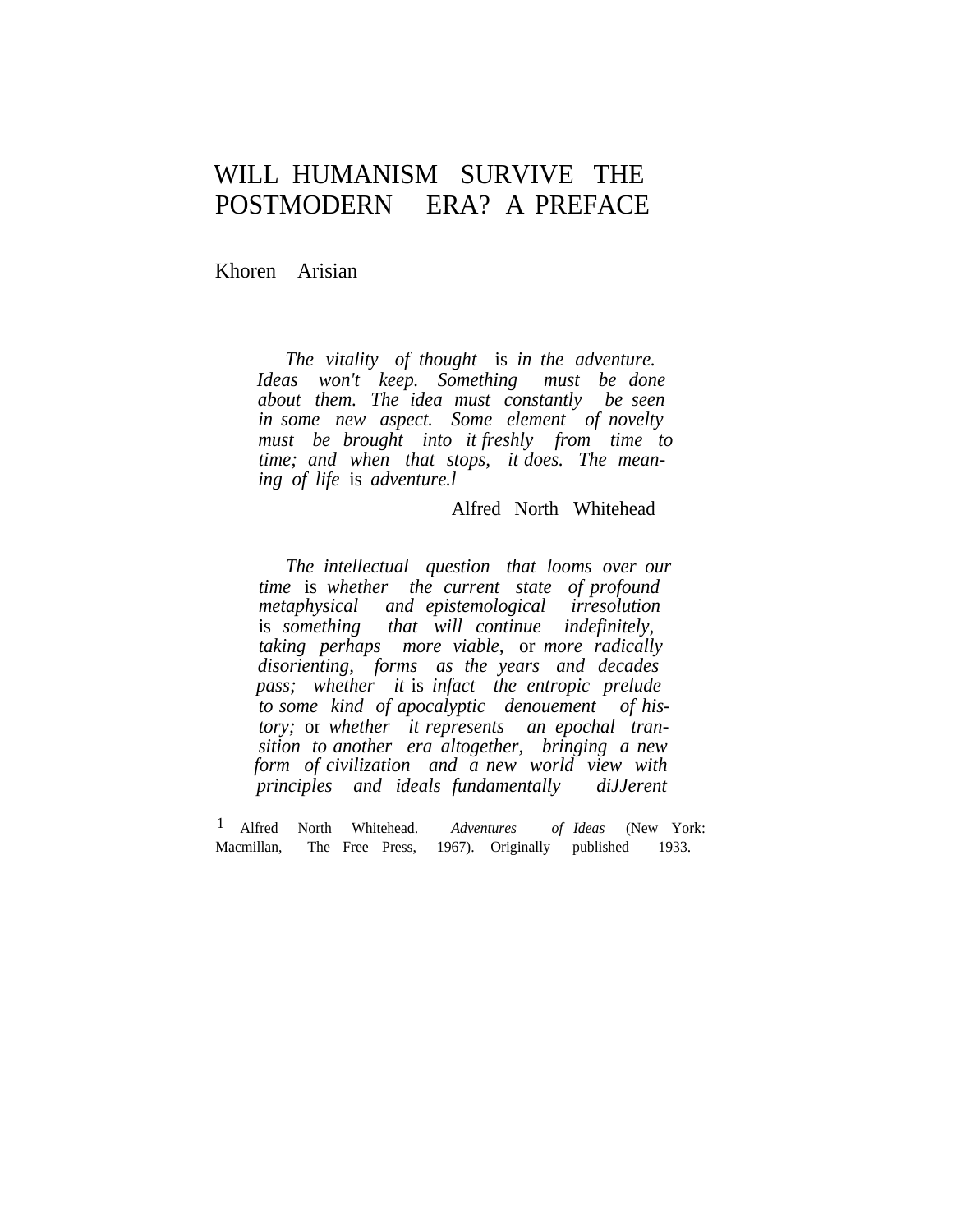# WILL HUMANISM SURVIVE THE POSTMODERN ERA? A PREFACE

Khoren Arisian

> *The vitality of thought* is *in the adventure. Ideas won't keep. Something must be done about them. The idea must constantly be seen in some new aspect. Some element of novelty must be brought into it freshly from time to time; and when that stops, it does. The meaning of life* is *adventure.*[1]
>
> Alfred North Whitehead

> *The intellectual question that looms over our time* is *whether the current state of profound metaphysical and epistemological irresolution* is *something that will continue indefinitely, taking perhaps more viable,* or *more radically disorienting, forms as the years and decades pass; whether it* is *infact the entropic prelude to some kind of apocalyptic denouement of history;* or *whether it represents an epochal transition to another era altogether, bringing a new form of civilization and a new world view with principles and ideals fundamentally diJJerent*

[1] Alfred North Whitehead. *Adventures of Ideas* (New York: Macmillan, The Free Press, 1967). Originally published 1933.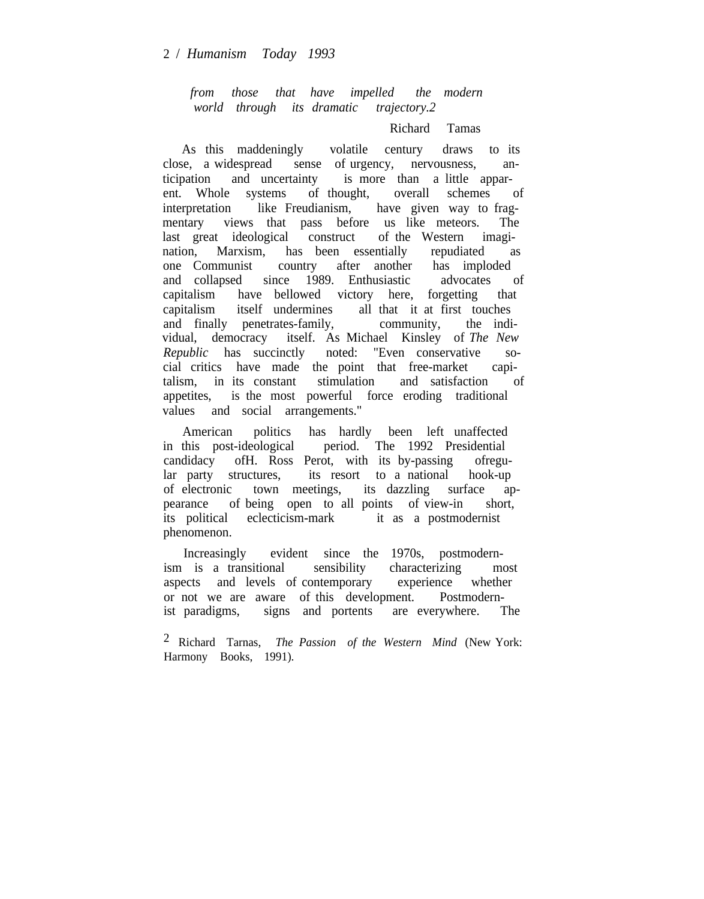*from those that have impelled the modern world through its dramatic trajectory.*[2]

Richard Tamas

As this maddeningly volatile century draws to its close, a widespread sense of urgency, nervousness, anticipation and uncertainty is more than a little apparent. Whole systems of thought, overall schemes of interpretation like Freudianism, have given way to fragmentary views that pass before us like meteors. The last great ideological construct of the Western imagination, Marxism, has been essentially repudiated as one Communist country after another has imploded and collapsed since 1989. Enthusiastic advocates of capitalism have bellowed victory here, forgetting that capitalism itself undermines all that it at first touches and finally penetrates-family, community, the individual, democracy itself. As Michael Kinsley of *The New Republic* has succinctly noted: "Even conservative social critics have made the point that free-market capitalism, in its constant stimulation and satisfaction of appetites, is the most powerful force eroding traditional values and social arrangements."

American politics has hardly been left unaffected in this post-ideological period. The 1992 Presidential candidacy ofH. Ross Perot, with its by-passing ofregular party structures, its resort to a national hook-up of electronic town meetings, its dazzling surface appearance of being open to all points of view-in short, its political eclecticism-mark it as a postmodernist phenomenon.

Increasingly evident since the 1970s, postmodernism is a transitional sensibility characterizing most aspects and levels of contemporary experience whether or not we are aware of this development. Postmodernist paradigms, signs and portents are everywhere. The

[2] Richard Tarnas, *The Passion of the Western Mind* (New York: Harmony Books, 1991).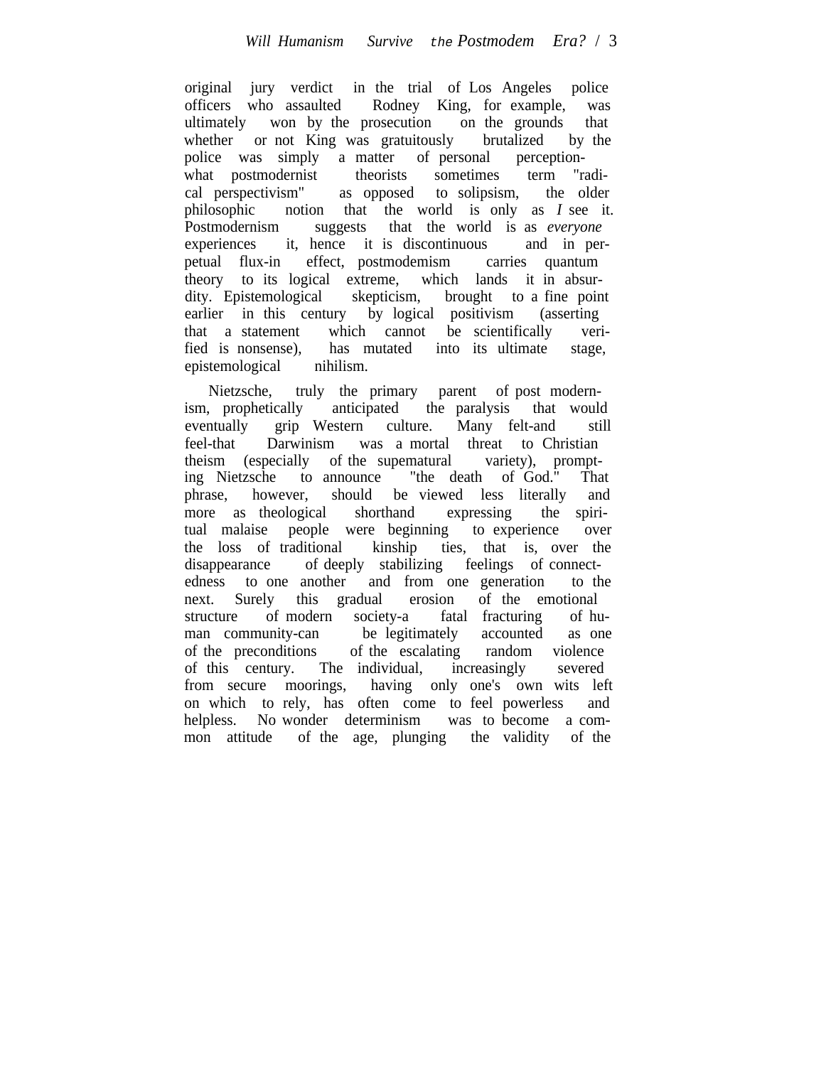original jury verdict in the trial of Los Angeles police officers who assaulted Rodney King, for example, was ultimately won by the prosecution on the grounds that whether or not King was gratuitously brutalized by the police was simply a matter of personal perception-what postmodernist theorists sometimes term "radical perspectivism" as opposed to solipsism, the older philosophic notion that the world is only as *I* see it. Postmodernism suggests that the world is as *everyone* experiences it, hence it is discontinuous and in perpetual flux-in effect, postmodemism carries quantum theory to its logical extreme, which lands it in absurdity. Epistemological skepticism, brought to a fine point earlier in this century by logical positivism (asserting that a statement which cannot be scientifically verified is nonsense), has mutated into its ultimate stage, epistemological nihilism.

Nietzsche, truly the primary parent of post modernism, prophetically anticipated the paralysis that would eventually grip Western culture. Many felt-and still feel-that Darwinism was a mortal threat to Christian theism (especially of the supematural variety), prompting Nietzsche to announce "the death of God." That phrase, however, should be viewed less literally and more as theological shorthand expressing the spiritual malaise people were beginning to experience over the loss of traditional kinship ties, that is, over the disappearance of deeply stabilizing feelings of connectedness to one another and from one generation to the next. Surely this gradual erosion of the emotional structure of modern society-a fatal fracturing of human community-can be legitimately accounted as one of the preconditions of the escalating random violence of this century. The individual, increasingly severed from secure moorings, having only one's own wits left on which to rely, has often come to feel powerless and helpless. No wonder determinism was to become a common attitude of the age, plunging the validity of the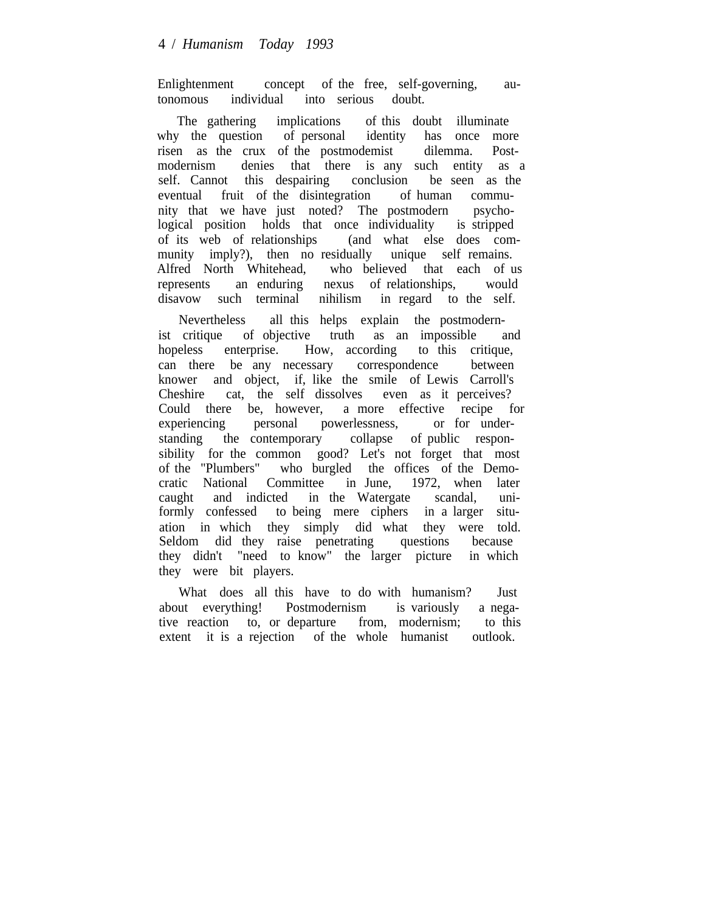Enlightenment concept of the free, self-governing, autonomous individual into serious doubt.

The gathering implications of this doubt illuminate why the question of personal identity has once more risen as the crux of the postmodemist dilemma. Postmodernism denies that there is any such entity as a self. Cannot this despairing conclusion be seen as the eventual fruit of the disintegration of human community that we have just noted? The postmodern psychological position holds that once individuality is stripped of its web of relationships (and what else does community imply?), then no residually unique self remains. Alfred North Whitehead, who believed that each of us represents an enduring nexus of relationships, would disavow such terminal nihilism in regard to the self.

Nevertheless all this helps explain the postmodernist critique of objective truth as an impossible and hopeless enterprise. How, according to this critique, can there be any necessary correspondence between knower and object, if, like the smile of Lewis Carroll's Cheshire cat, the self dissolves even as it perceives? Could there be, however, a more effective recipe for experiencing personal powerlessness, or for understanding the contemporary collapse of public responsibility for the common good? Let's not forget that most of the "Plumbers" who burgled the offices of the Democratic National Committee in June, 1972, when later caught and indicted in the Watergate scandal, uniformly confessed to being mere ciphers in a larger situation in which they simply did what they were told. Seldom did they raise penetrating questions because they didn't "need to know" the larger picture in which they were bit players.

What does all this have to do with humanism? Just about everything! Postmodernism is variously a negative reaction to, or departure from, modernism; to this extent it is a rejection of the whole humanist outlook.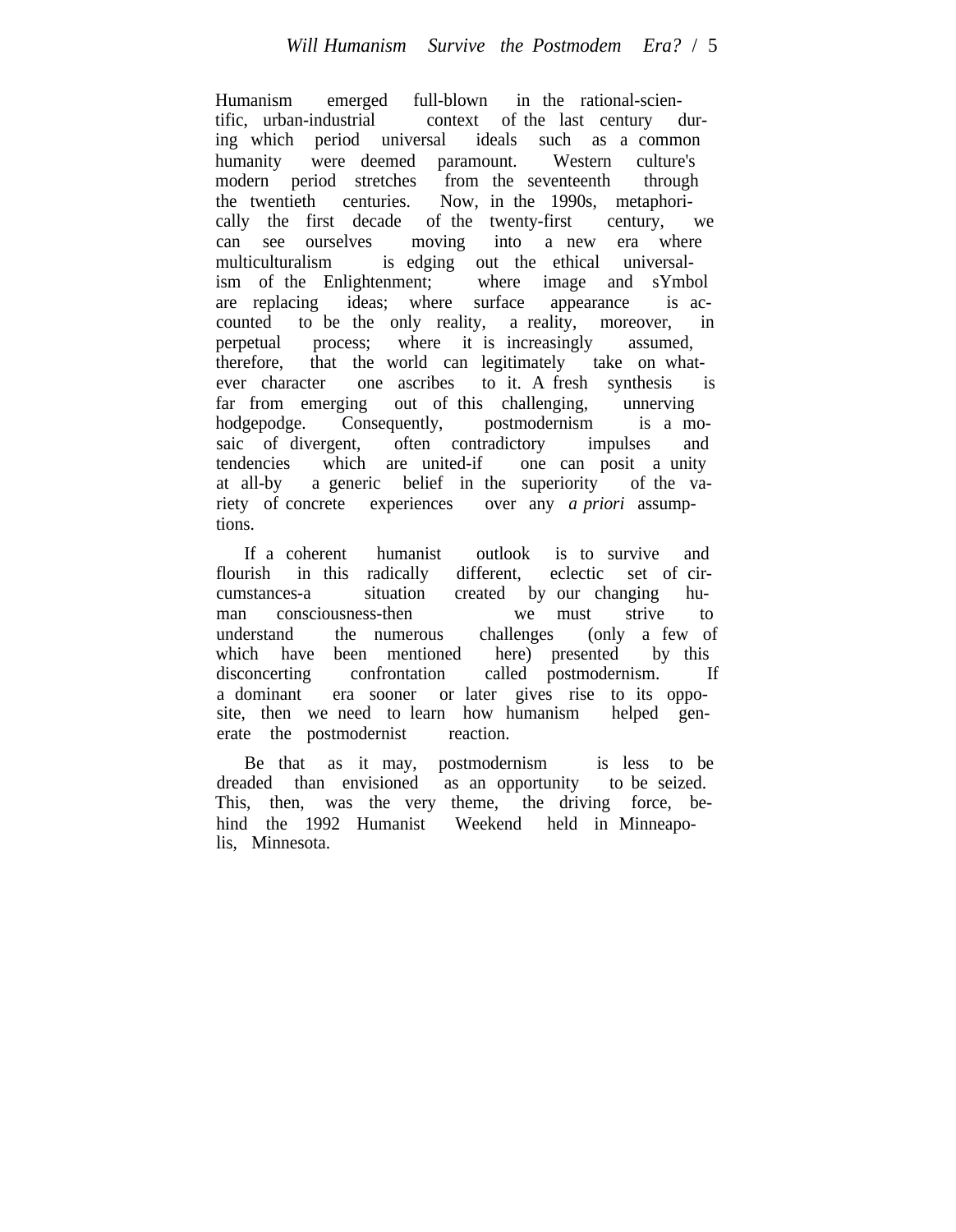Humanism emerged full-blown in the rational-scientific, urban-industrial context of the last century during which period universal ideals such as a common humanity were deemed paramount. Western culture's modern period stretches from the seventeenth through the twentieth centuries. Now, in the 1990s, metaphorically the first decade of the twenty-first century, we can see ourselves moving into a new era where multiculturalism is edging out the ethical universalism of the Enlightenment; where image and sYmbol are replacing ideas; where surface appearance is accounted to be the only reality, a reality, moreover, in perpetual process; where it is increasingly assumed, therefore, that the world can legitimately take on whatever character one ascribes to it. A fresh synthesis is far from emerging out of this challenging, unnerving hodgepodge. Consequently, postmodernism is a mosaic of divergent, often contradictory impulses and tendencies which are united-if one can posit a unity at all-by a generic belief in the superiority of the variety of concrete experiences over any *a priori* assumptions.

If a coherent humanist outlook is to survive and flourish in this radically different, eclectic set of circumstances-a situation created by our changing human consciousness-then we must strive to understand the numerous challenges (only a few of which have been mentioned here) presented by this disconcerting confrontation called postmodernism. If a dominant era sooner or later gives rise to its opposite, then we need to learn how humanism helped generate the postmodernist reaction.

Be that as it may, postmodernism is less to be dreaded than envisioned as an opportunity to be seized. This, then, was the very theme, the driving force, behind the 1992 Humanist Weekend held in Minneapolis, Minnesota.